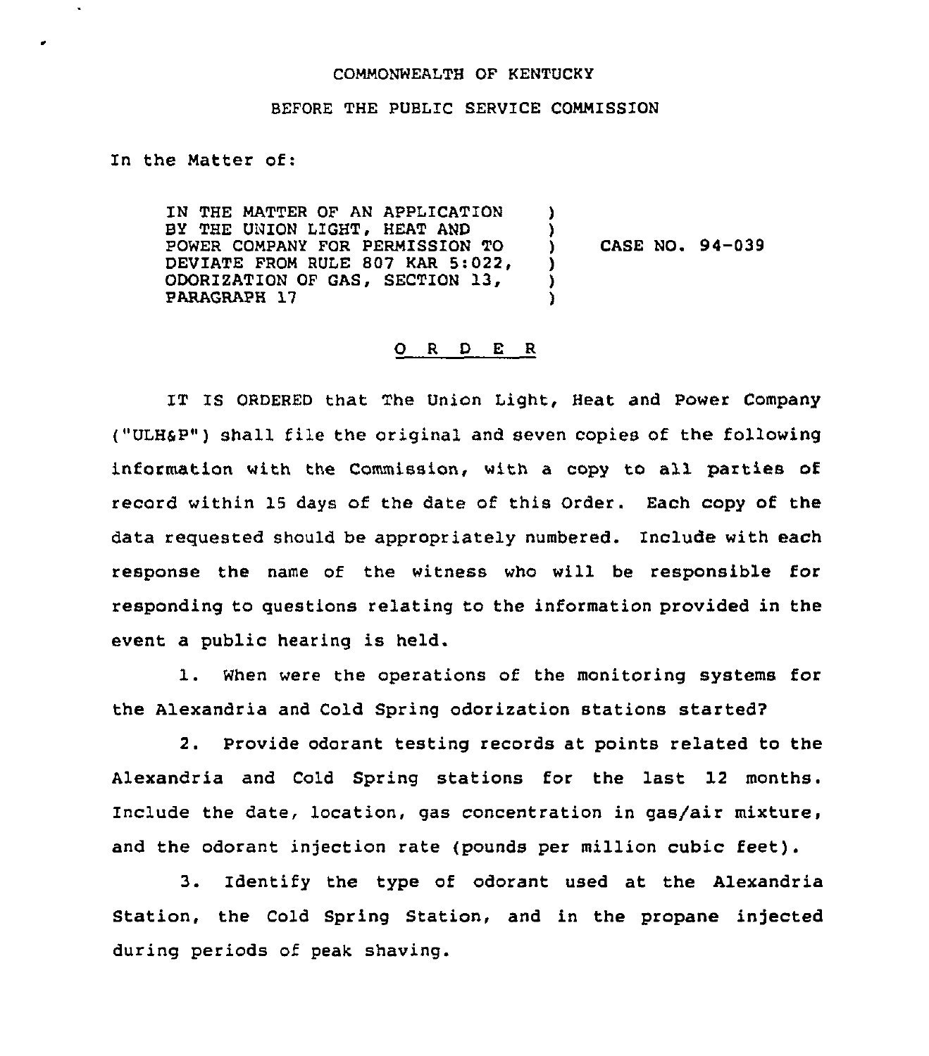COMMONWEALTH OF KENTUCKY

BEFORE THE PUBLIC SERVICE COMMISSION

In the Matter of:

IN THE MATTER OF AN APPLICATION BY THE UNION LIGHT, HEAT AND POWER COMPANY FOR PERMISSION TO DEVIATE FROM RULE 807 KAR 5:022, ODORIZATION OF GAS, SECTION 13, PARAGRAPH 17 ) CASE NO. 94-039

O R D E R

IT IS ORDERED that The Union Light, Heat and Power Company ("ULH&P") shall file the original and seven copies of the following information with the Commission, with a copy to all parties of record within 15 days of the date of this Order. Each copy of the data requested should be appropriately numbered. Include with each response the name of the witness who will be responsible for responding to questions relating to the information provided in the event a public hearing is held.

1. When were the operations of the monitoring systems for the Alexandria and Cold Spring odorization stations started?

2. Provide odorant testing records at points related to the Alexandria and Cold Spring stations for the last 12 months. Include the date, location, gas concentration in gas/air mixture, and the odorant injection rate (pounds per million cubic feet).

3. Identify the type of odorant used at the Alexandria Station, the Cold Spring Station, and in the propane injected during periods of peak shaving.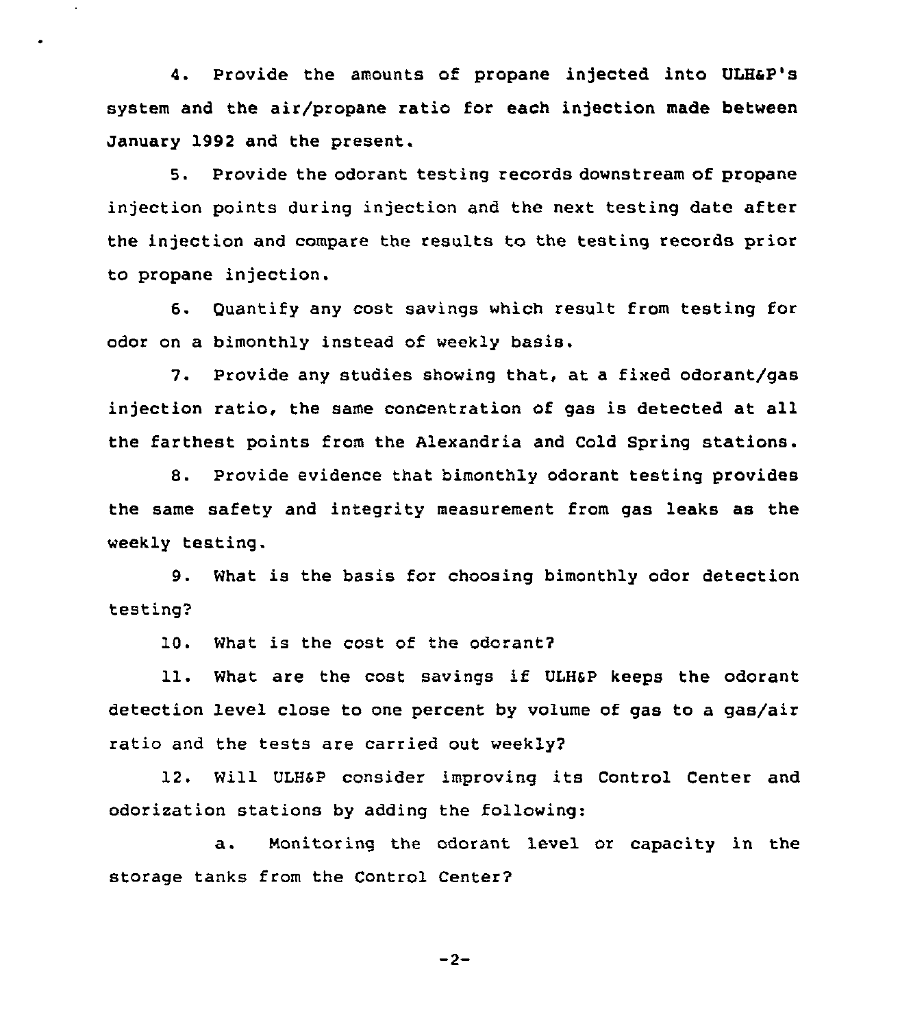4. Provide the amounts of propane injected into ULH&P's system and the air/propane ratio for each injection made between January 1992 and the present.

5. Provide the odorant testing records downstream of propane injection points during injection and the next testing date after the injection and compare the results to the testing records prior to propane injection.

6. Quantify any cost savings which result from testing for odor on a bimonthly instead of weekly basis.

7. Provide any studies showing that, at a fixed odorant/gas injection ratio, the same concentration of gas is detected at all the farthest points from the Alexandria and Cold Spring stations.

8. Provide evidence that bimonthly odorant testing provides the same safety and integrity measurement from gas leaks as the weekly testing.

9. What is the basis for choosing bimonthly odor detection testing?

10. What is the cost of the odorant?

11. What are the cost savings if ULH&P keeps the odorant detection level close to one percent by volume of gas to a gas/air ratio and the tests are carried out weekly?

12. Will ULH&P consider improving its Control Center and odorization stations by adding the following:

a. Monitoring the odorant level or capacity in the storage tanks from the Control Center?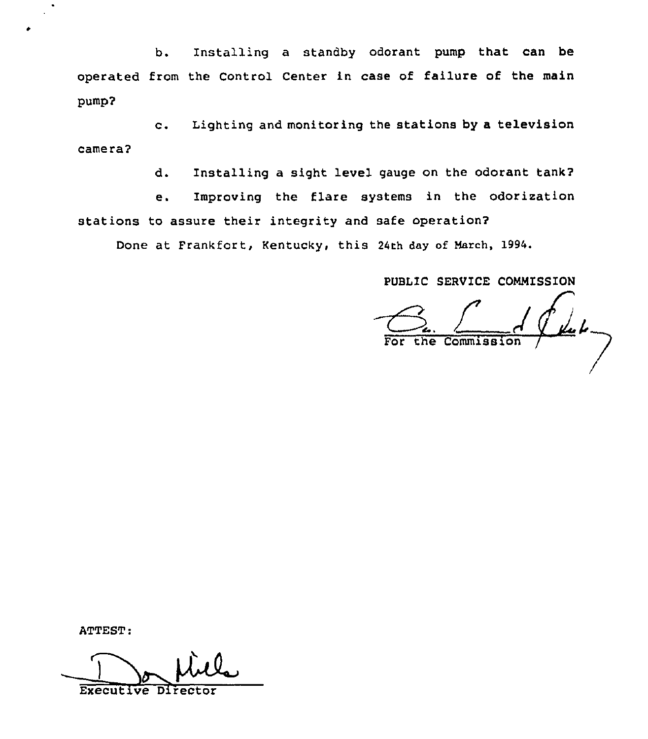b. Installing a standby odorant pump that can be operated from the Control Center in case of failure of the main pump?

c. Lighting and monitoring the stations by a television camera?

d. Installing a sight level gauge on the odorant tank?

e. Improving the flare systems in the odorization stations to assure their integrity and safe operation?

Done at Frankfort, Kentucky, this 24th day of March, 1994.

PUBLIC SERVICE COMMISSION

For the Commission

ATTEST:

Executive Director